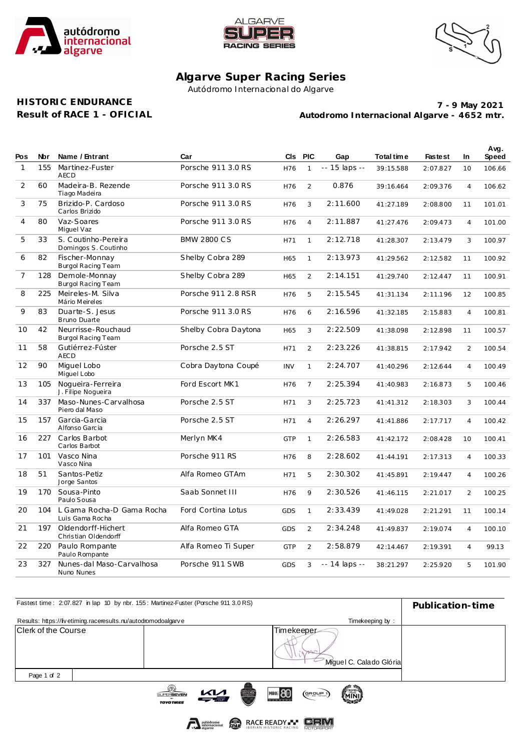# Algarve Super Racing Series

Autódromo Internacional do Algarve

**HISTORIC ENDURANCE**
**Result of RACE 1 - OFICIAL**

**7 - 9 May 2021**
**Autodromo Internacional Algarve - 4652 mtr.**

| Pos | Nbr | Name / Entrant | Car | Cls | PIC | Gap | Total time | Fastest | In | Avg. Speed |
|---|---|---|---|---|---|---|---|---|---|---|
| 1 | 155 | Martinez-Fuster<br>AECD | Porsche 911 3.0 RS | H76 | 1 | -- 15 laps -- | 39:15.588 | 2:07.827 | 10 | 106.66 |
| 2 | 60 | Madeira-B. Rezende<br>Tiago Madeira | Porsche 911 3.0 RS | H76 | 2 | 0.876 | 39:16.464 | 2:09.376 | 4 | 106.62 |
| 3 | 75 | Brizido-P. Cardoso<br>Carlos Brizido | Porsche 911 3.0 RS | H76 | 3 | 2:11.600 | 41:27.189 | 2:08.800 | 11 | 101.01 |
| 4 | 80 | Vaz-Soares<br>Miguel Vaz | Porsche 911 3.0 RS | H76 | 4 | 2:11.887 | 41:27.476 | 2:09.473 | 4 | 101.00 |
| 5 | 33 | S. Coutinho-Pereira<br>Domingos S. Coutinho | BMW 2800 CS | H71 | 1 | 2:12.718 | 41:28.307 | 2:13.479 | 3 | 100.97 |
| 6 | 82 | Fischer-Monnay<br>Burgol Racing Team | Shelby Cobra 289 | H65 | 1 | 2:13.973 | 41:29.562 | 2:12.582 | 11 | 100.92 |
| 7 | 128 | Demole-Monnay<br>Burgol Racing Team | Shelby Cobra 289 | H65 | 2 | 2:14.151 | 41:29.740 | 2:12.447 | 11 | 100.91 |
| 8 | 225 | Meireles-M. Silva<br>Mário Meireles | Porsche 911 2.8 RSR | H76 | 5 | 2:15.545 | 41:31.134 | 2:11.196 | 12 | 100.85 |
| 9 | 83 | Duarte-S. Jesus<br>Bruno Duarte | Porsche 911 3.0 RS | H76 | 6 | 2:16.596 | 41:32.185 | 2:15.883 | 4 | 100.81 |
| 10 | 42 | Neurrisse-Rouchaud<br>Burgol Racing Team | Shelby Cobra Daytona | H65 | 3 | 2:22.509 | 41:38.098 | 2:12.898 | 11 | 100.57 |
| 11 | 58 | Gutiérrez-Fúster<br>AECD | Porsche 2.5 ST | H71 | 2 | 2:23.226 | 41:38.815 | 2:17.942 | 2 | 100.54 |
| 12 | 90 | Miguel Lobo<br>Miguel Lobo | Cobra Daytona Coupé | INV | 1 | 2:24.707 | 41:40.296 | 2:12.644 | 4 | 100.49 |
| 13 | 105 | Nogueira-Ferreira<br>J. Filipe Nogueira | Ford Escort MK1 | H76 | 7 | 2:25.394 | 41:40.983 | 2:16.873 | 5 | 100.46 |
| 14 | 337 | Maso-Nunes-Carvalhosa<br>Piero dal Maso | Porsche 2.5 ST | H71 | 3 | 2:25.723 | 41:41.312 | 2:18.303 | 3 | 100.44 |
| 15 | 157 | Garcia-Garcia<br>Alfonso Garcia | Porsche 2.5 ST | H71 | 4 | 2:26.297 | 41:41.886 | 2:17.717 | 4 | 100.42 |
| 16 | 227 | Carlos Barbot<br>Carlos Barbot | Merlyn MK4 | GTP | 1 | 2:26.583 | 41:42.172 | 2:08.428 | 10 | 100.41 |
| 17 | 101 | Vasco Nina<br>Vasco Nina | Porsche 911 RS | H76 | 8 | 2:28.602 | 41:44.191 | 2:17.313 | 4 | 100.33 |
| 18 | 51 | Santos-Petiz<br>Jorge Santos | Alfa Romeo GTAm | H71 | 5 | 2:30.302 | 41:45.891 | 2:19.447 | 4 | 100.26 |
| 19 | 170 | Sousa-Pinto<br>Paulo Sousa | Saab Sonnet III | H76 | 9 | 2:30.526 | 41:46.115 | 2:21.017 | 2 | 100.25 |
| 20 | 104 | L Gama Rocha-D Gama Rocha<br>Luis Gama Rocha | Ford Cortina Lotus | GDS | 1 | 2:33.439 | 41:49.028 | 2:21.291 | 11 | 100.14 |
| 21 | 197 | Oldendorff-Hichert<br>Christian Oldendorff | Alfa Romeo GTA | GDS | 2 | 2:34.248 | 41:49.837 | 2:19.074 | 4 | 100.10 |
| 22 | 220 | Paulo Rompante<br>Paulo Rompante | Alfa Romeo Ti Super | GTP | 2 | 2:58.879 | 42:14.467 | 2:19.391 | 4 | 99.13 |
| 23 | 327 | Nunes-dal Maso-Carvalhosa<br>Nuno Nunes | Porsche 911 SWB | GDS | 3 | -- 14 laps -- | 38:21.297 | 2:25.920 | 5 | 101.90 |

Fastest time : 2:07.827 in lap 10 by nbr. 155 : Martinez-Fuster (Porsche 911 3.0 RS)

Results: https://livetiming.raceresults.nu/autodromodoalgarve

Timekeeping by :

**Publication-time**

| Clerk of the Course | | Timekeeper<br>Miguel C. Calado Glória |
|---|---|---|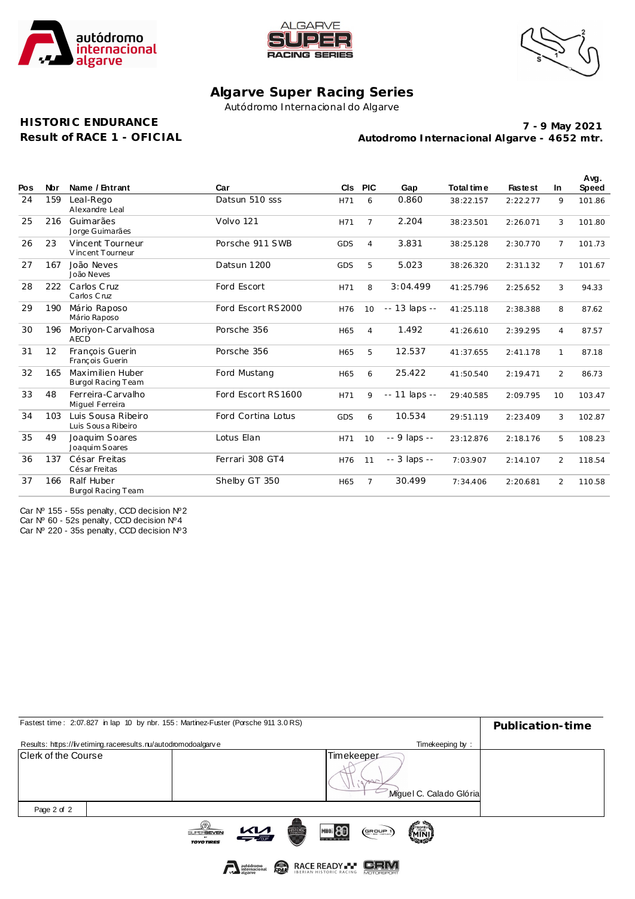# Algarve Super Racing Series

Autódromo Internacional do Algarve

**HISTORIC ENDURANCE**
**Result of RACE 1 - OFICIAL**

**7 - 9 May 2021**
**Autodromo Internacional Algarve - 4652 mtr.**

| Pos | Nbr | Name / Entrant | Car | Cls | PIC | Gap | Total time | Fastest | In | Avg. Speed |
|---|---|---|---|---|---|---|---|---|---|---|
| 24 | 159 | Leal-Rego<br>Alexandre Leal | Datsun 510 sss | H71 | 6 | 0.860 | 38:22.157 | 2:22.277 | 9 | 101.86 |
| 25 | 216 | Guimarães<br>Jorge Guimarães | Volvo 121 | H71 | 7 | 2.204 | 38:23.501 | 2:26.071 | 3 | 101.80 |
| 26 | 23 | Vincent Tourneur<br>Vincent Tourneur | Porsche 911 SWB | GDS | 4 | 3.831 | 38:25.128 | 2:30.770 | 7 | 101.73 |
| 27 | 167 | João Neves<br>João Neves | Datsun 1200 | GDS | 5 | 5.023 | 38:26.320 | 2:31.132 | 7 | 101.67 |
| 28 | 222 | Carlos Cruz<br>Carlos Cruz | Ford Escort | H71 | 8 | 3:04.499 | 41:25.796 | 2:25.652 | 3 | 94.33 |
| 29 | 190 | Mário Raposo<br>Mário Raposo | Ford Escort RS2000 | H76 | 10 | -- 13 laps -- | 41:25.118 | 2:38.388 | 8 | 87.62 |
| 30 | 196 | Moriyon-Carvalhosa<br>AECD | Porsche 356 | H65 | 4 | 1.492 | 41:26.610 | 2:39.295 | 4 | 87.57 |
| 31 | 12 | François Guerin<br>François Guerin | Porsche 356 | H65 | 5 | 12.537 | 41:37.655 | 2:41.178 | 1 | 87.18 |
| 32 | 165 | Maximilien Huber<br>Burgol Racing Team | Ford Mustang | H65 | 6 | 25.422 | 41:50.540 | 2:19.471 | 2 | 86.73 |
| 33 | 48 | Ferreira-Carvalho<br>Miguel Ferreira | Ford Escort RS1600 | H71 | 9 | -- 11 laps -- | 29:40.585 | 2:09.795 | 10 | 103.47 |
| 34 | 103 | Luis Sousa Ribeiro<br>Luis Sousa Ribeiro | Ford Cortina Lotus | GDS | 6 | 10.534 | 29:51.119 | 2:23.409 | 3 | 102.87 |
| 35 | 49 | Joaquim Soares<br>Joaquim Soares | Lotus Elan | H71 | 10 | -- 9 laps -- | 23:12.876 | 2:18.176 | 5 | 108.23 |
| 36 | 137 | César Freitas<br>César Freitas | Ferrari 308 GT4 | H76 | 11 | -- 3 laps -- | 7:03.907 | 2:14.107 | 2 | 118.54 |
| 37 | 166 | Ralf Huber<br>Burgol Racing Team | Shelby GT 350 | H65 | 7 | 30.499 | 7:34.406 | 2:20.681 | 2 | 110.58 |

Car Nº 155 - 55s penalty, CCD decision Nº2
Car Nº 60 - 52s penalty, CCD decision Nº4
Car Nº 220 - 35s penalty, CCD decision Nº3

Fastest time : 2:07.827 in lap 10 by nbr. 155 : Martinez-Fuster (Porsche 911 3.0 RS)

**Publication-time**

Results: https://livetiming.raceresults.nu/autodromodoalgarve

Timekeeping by :

| Clerk of the Course | | Timekeeper<br>Miguel C. Calado Glória |
|---|---|---|